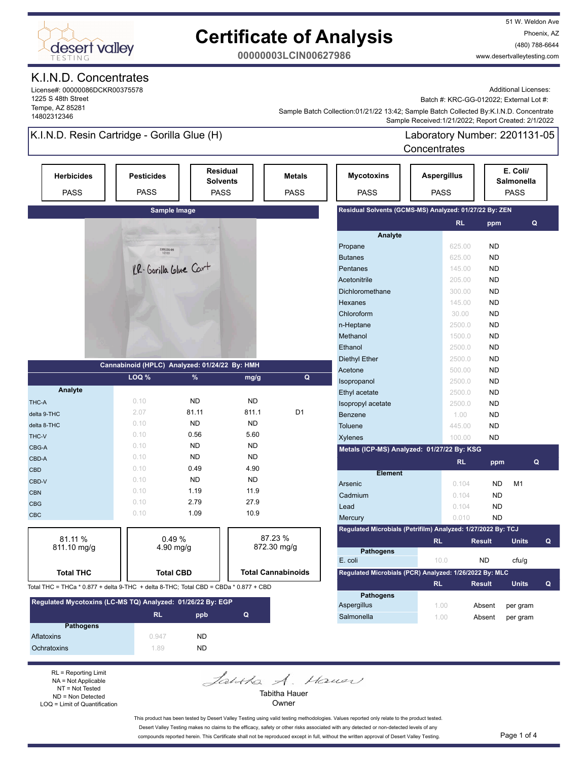desert valley TESTING

# Certificate of Analysis

**00000003LCIN00627986**

51 W. Weldon Ave
Phoenix, AZ
(480) 788-6644
www.desertvalleytesting.com

## K.I.N.D. Concentrates

License#: 00000086DCKR00375578
1225 S 48th Street
Tempe, AZ 85281
14802312346

Additional Licenses:
Batch #: KRC-GG-012022; External Lot #:
Sample Batch Collection:01/21/22 13:42; Sample Batch Collected By:K.I.N.D. Concentrate
Sample Received:1/21/2022; Report Created: 2/1/2022

## K.I.N.D. Resin Cartridge - Gorilla Glue (H)

Laboratory Number: 2201131-05
Concentrates

| Herbicides | Pesticides | Residual Solvents | Metals | Mycotoxins | Aspergillus | E. Coli/ Salmonella |
|---|---|---|---|---|---|---|
| PASS | PASS | PASS | PASS | PASS | PASS | PASS |

**Sample Image**

### Cannabinoid (HPLC) Analyzed: 01/24/22 By: HMH

| Analyte | LOQ % | % | mg/g | Q |
|---|---|---|---|---|
| THC-A | 0.10 | ND | ND | |
| delta 9-THC | 2.07 | 81.11 | 811.1 | D1 |
| delta 8-THC | 0.10 | ND | ND | |
| THC-V | 0.10 | 0.56 | 5.60 | |
| CBG-A | 0.10 | ND | ND | |
| CBD-A | 0.10 | ND | ND | |
| CBD | 0.10 | 0.49 | 4.90 | |
| CBD-V | 0.10 | ND | ND | |
| CBN | 0.10 | 1.19 | 11.9 | |
| CBG | 0.10 | 2.79 | 27.9 | |
| CBC | 0.10 | 1.09 | 10.9 | |

| Total THC | Total CBD | Total Cannabinoids |
|---|---|---|
| 81.11 % 811.10 mg/g | 0.49 % 4.90 mg/g | 87.23 % 872.30 mg/g |

Total THC = THCa * 0.877 + delta 9-THC + delta 8-THC; Total CBD = CBDa * 0.877 + CBD

### Regulated Mycotoxins (LC-MS TQ) Analyzed: 01/26/22 By: EGP

| Pathogens | RL | ppb | Q |
|---|---|---|---|
| Aflatoxins | 0.947 | ND | |
| Ochratoxins | 1.89 | ND | |

### Residual Solvents (GCMS-MS) Analyzed: 01/27/22 By: ZEN

| Analyte | RL | ppm | Q |
|---|---|---|---|
| Propane | 625.00 | ND | |
| Butanes | 625.00 | ND | |
| Pentanes | 145.00 | ND | |
| Acetonitrile | 205.00 | ND | |
| Dichloromethane | 300.00 | ND | |
| Hexanes | 145.00 | ND | |
| Chloroform | 30.00 | ND | |
| n-Heptane | 2500.0 | ND | |
| Methanol | 1500.0 | ND | |
| Ethanol | 2500.0 | ND | |
| Diethyl Ether | 2500.0 | ND | |
| Acetone | 500.00 | ND | |
| Isopropanol | 2500.0 | ND | |
| Ethyl acetate | 2500.0 | ND | |
| Isopropyl acetate | 2500.0 | ND | |
| Benzene | 1.00 | ND | |
| Toluene | 445.00 | ND | |
| Xylenes | 100.00 | ND | |

### Metals (ICP-MS) Analyzed: 01/27/22 By: KSG

| Element | RL | ppm | Q |
|---|---|---|---|
| Arsenic | 0.104 | ND | M1 |
| Cadmium | 0.104 | ND | |
| Lead | 0.104 | ND | |
| Mercury | 0.010 | ND | |

### Regulated Microbials (Petrifilm) Analyzed: 1/27/2022 By: TCJ

| Pathogens | RL | Result | Units | Q |
|---|---|---|---|---|
| E. coli | 10.0 | ND | cfu/g | |

### Regulated Microbials (PCR) Analyzed: 1/26/2022 By: MLC

| Pathogens | RL | Result | Units | Q |
|---|---|---|---|---|
| Aspergillus | 1.00 | Absent | per gram | |
| Salmonella | 1.00 | Absent | per gram | |

RL = Reporting Limit
NA = Not Applicable
NT = Not Tested
ND = Non Detected
LOQ = Limit of Quantification

Tabitha Hauer
Owner

This product has been tested by Desert Valley Testing using valid testing methodologies. Values reported only relate to the product tested. Desert Valley Testing makes no claims to the efficacy, safety or other risks associated with any detected or non-detected levels of any compounds reported herein. This Certificate shall not be reproduced except in full, without the written approval of Desert Valley Testing.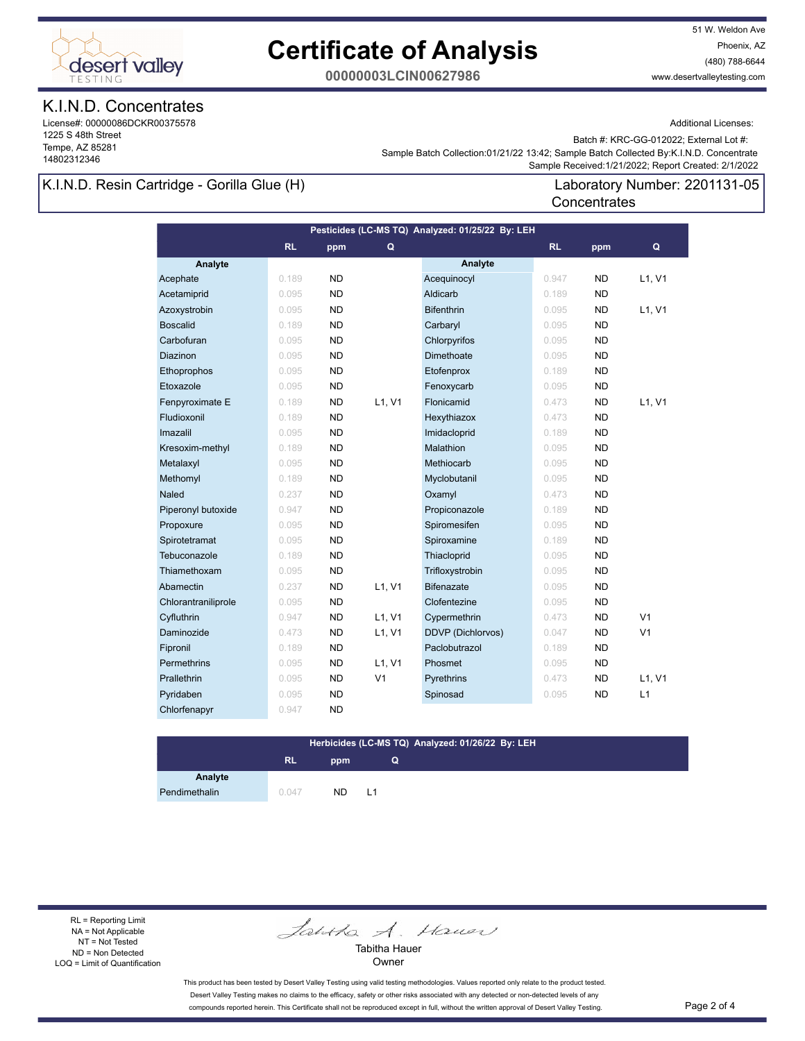# Certificate of Analysis

**00000003LCIN00627986**

51 W. Weldon Ave
Phoenix, AZ
(480) 788-6644
www.desertvalleytesting.com

## K.I.N.D. Concentrates

License#: 00000086DCKR00375578
1225 S 48th Street
Tempe, AZ 85281
14802312346

Additional Licenses:

Batch #: KRC-GG-012022; External Lot #:
Sample Batch Collection:01/21/22 13:42; Sample Batch Collected By:K.I.N.D. Concentrate
Sample Received:1/21/2022; Report Created: 2/1/2022

## K.I.N.D. Resin Cartridge - Gorilla Glue (H)

Laboratory Number: 2201131-05
Concentrates

### Pesticides (LC-MS TQ) Analyzed: 01/25/22 By: LEH

| Analyte | RL | ppm | Q | Analyte | RL | ppm | Q |
|---|---|---|---|---|---|---|---|
| Acephate | 0.189 | ND | | Acequinocyl | 0.947 | ND | L1, V1 |
| Acetamiprid | 0.095 | ND | | Aldicarb | 0.189 | ND | |
| Azoxystrobin | 0.095 | ND | | Bifenthrin | 0.095 | ND | L1, V1 |
| Boscalid | 0.189 | ND | | Carbaryl | 0.095 | ND | |
| Carbofuran | 0.095 | ND | | Chlorpyrifos | 0.095 | ND | |
| Diazinon | 0.095 | ND | | Dimethoate | 0.095 | ND | |
| Ethoprophos | 0.095 | ND | | Etofenprox | 0.189 | ND | |
| Etoxazole | 0.095 | ND | | Fenoxycarb | 0.095 | ND | |
| Fenpyroximate E | 0.189 | ND | L1, V1 | Flonicamid | 0.473 | ND | L1, V1 |
| Fludioxonil | 0.189 | ND | | Hexythiazox | 0.473 | ND | |
| Imazalil | 0.095 | ND | | Imidacloprid | 0.189 | ND | |
| Kresoxim-methyl | 0.189 | ND | | Malathion | 0.095 | ND | |
| Metalaxyl | 0.095 | ND | | Methiocarb | 0.095 | ND | |
| Methomyl | 0.189 | ND | | Myclobutanil | 0.095 | ND | |
| Naled | 0.237 | ND | | Oxamyl | 0.473 | ND | |
| Piperonyl butoxide | 0.947 | ND | | Propiconazole | 0.189 | ND | |
| Propoxure | 0.095 | ND | | Spiromesifen | 0.095 | ND | |
| Spirotetramat | 0.095 | ND | | Spiroxamine | 0.189 | ND | |
| Tebuconazole | 0.189 | ND | | Thiacloprid | 0.095 | ND | |
| Thiamethoxam | 0.095 | ND | | Trifloxystrobin | 0.095 | ND | |
| Abamectin | 0.237 | ND | L1, V1 | Bifenazate | 0.095 | ND | |
| Chlorantraniliprole | 0.095 | ND | | Clofentezine | 0.095 | ND | |
| Cyfluthrin | 0.947 | ND | L1, V1 | Cypermethrin | 0.473 | ND | V1 |
| Daminozide | 0.473 | ND | L1, V1 | DDVP (Dichlorvos) | 0.047 | ND | V1 |
| Fipronil | 0.189 | ND | | Paclobutrazol | 0.189 | ND | |
| Permethrins | 0.095 | ND | L1, V1 | Phosmet | 0.095 | ND | |
| Prallethrin | 0.095 | ND | V1 | Pyrethrins | 0.473 | ND | L1, V1 |
| Pyridaben | 0.095 | ND | | Spinosad | 0.095 | ND | L1 |
| Chlorfenapyr | 0.947 | ND | | | | | |

### Herbicides (LC-MS TQ) Analyzed: 01/26/22 By: LEH

| Analyte | RL | ppm | Q |
|---|---|---|---|
| Pendimethalin | 0.047 | ND | L1 |

RL = Reporting Limit
NA = Not Applicable
NT = Not Tested
ND = Non Detected
LOQ = Limit of Quantification

Tabitha Hauer
Owner

This product has been tested by Desert Valley Testing using valid testing methodologies. Values reported only relate to the product tested. Desert Valley Testing makes no claims to the efficacy, safety or other risks associated with any detected or non-detected levels of any compounds reported herein. This Certificate shall not be reproduced except in full, without the written approval of Desert Valley Testing.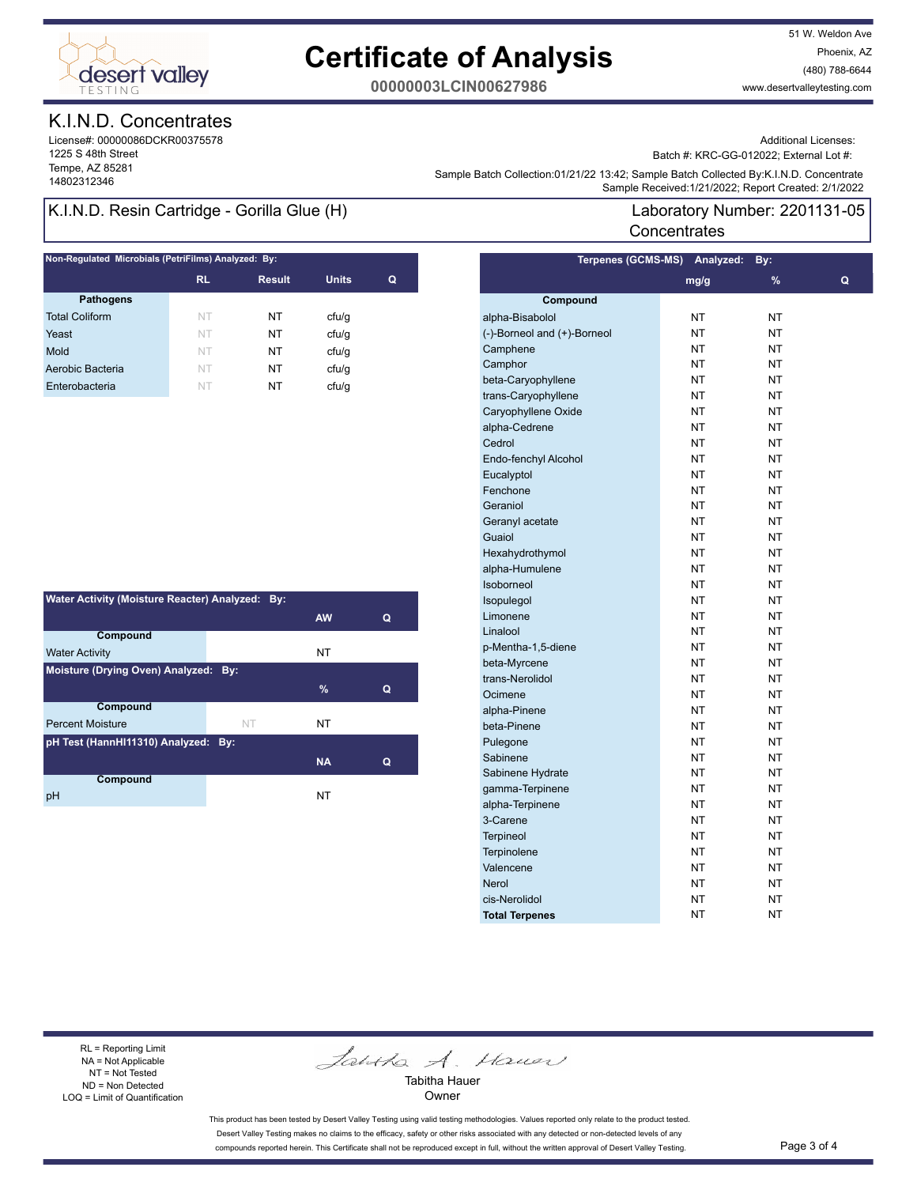# Certificate of Analysis

**00000003LCIN00627986**

51 W. Weldon Ave
Phoenix, AZ
(480) 788-6644
www.desertvalleytesting.com

## K.I.N.D. Concentrates

License#: 00000086DCKR00375578
1225 S 48th Street
Tempe, AZ 85281
14802312346

Additional Licenses:
Batch #: KRC-GG-012022; External Lot #:
Sample Batch Collection:01/21/22 13:42; Sample Batch Collected By:K.I.N.D. Concentrate
Sample Received:1/21/2022; Report Created: 2/1/2022

## K.I.N.D. Resin Cartridge - Gorilla Glue (H)

Laboratory Number: 2201131-05
Concentrates

### Non-Regulated Microbials (PetriFilms) Analyzed: By:

| Pathogens | RL | Result | Units | Q |
|---|---|---|---|---|
| Total Coliform | NT | NT | cfu/g | |
| Yeast | NT | NT | cfu/g | |
| Mold | NT | NT | cfu/g | |
| Aerobic Bacteria | NT | NT | cfu/g | |
| Enterobacteria | NT | NT | cfu/g | |

### Water Activity (Moisture Reacter) Analyzed: By:

| Compound | | AW | Q |
|---|---|---|---|
| Water Activity | | NT | |

### Moisture (Drying Oven) Analyzed: By:

| Compound | | % | Q |
|---|---|---|---|
| Percent Moisture | NT | NT | |

### pH Test (HannHI11310) Analyzed: By:

| Compound | | NA | Q |
|---|---|---|---|
| pH | | NT | |

### Terpenes (GCMS-MS) Analyzed: By:

| Compound | mg/g | % | Q |
|---|---|---|---|
| alpha-Bisabolol | NT | NT | |
| (-)-Borneol and (+)-Borneol | NT | NT | |
| Camphene | NT | NT | |
| Camphor | NT | NT | |
| beta-Caryophyllene | NT | NT | |
| trans-Caryophyllene | NT | NT | |
| Caryophyllene Oxide | NT | NT | |
| alpha-Cedrene | NT | NT | |
| Cedrol | NT | NT | |
| Endo-fenchyl Alcohol | NT | NT | |
| Eucalyptol | NT | NT | |
| Fenchone | NT | NT | |
| Geraniol | NT | NT | |
| Geranyl acetate | NT | NT | |
| Guaiol | NT | NT | |
| Hexahydrothymol | NT | NT | |
| alpha-Humulene | NT | NT | |
| Isoborneol | NT | NT | |
| Isopulegol | NT | NT | |
| Limonene | NT | NT | |
| Linalool | NT | NT | |
| p-Mentha-1,5-diene | NT | NT | |
| beta-Myrcene | NT | NT | |
| trans-Nerolidol | NT | NT | |
| Ocimene | NT | NT | |
| alpha-Pinene | NT | NT | |
| beta-Pinene | NT | NT | |
| Pulegone | NT | NT | |
| Sabinene | NT | NT | |
| Sabinene Hydrate | NT | NT | |
| gamma-Terpinene | NT | NT | |
| alpha-Terpinene | NT | NT | |
| 3-Carene | NT | NT | |
| Terpineol | NT | NT | |
| Terpinolene | NT | NT | |
| Valencene | NT | NT | |
| Nerol | NT | NT | |
| cis-Nerolidol | NT | NT | |
| **Total Terpenes** | NT | NT | |

RL = Reporting Limit
NA = Not Applicable
NT = Not Tested
ND = Non Detected
LOQ = Limit of Quantification

Tabitha Hauer
Owner

This product has been tested by Desert Valley Testing using valid testing methodologies. Values reported only relate to the product tested. Desert Valley Testing makes no claims to the efficacy, safety or other risks associated with any detected or non-detected levels of any compounds reported herein. This Certificate shall not be reproduced except in full, without the written approval of Desert Valley Testing.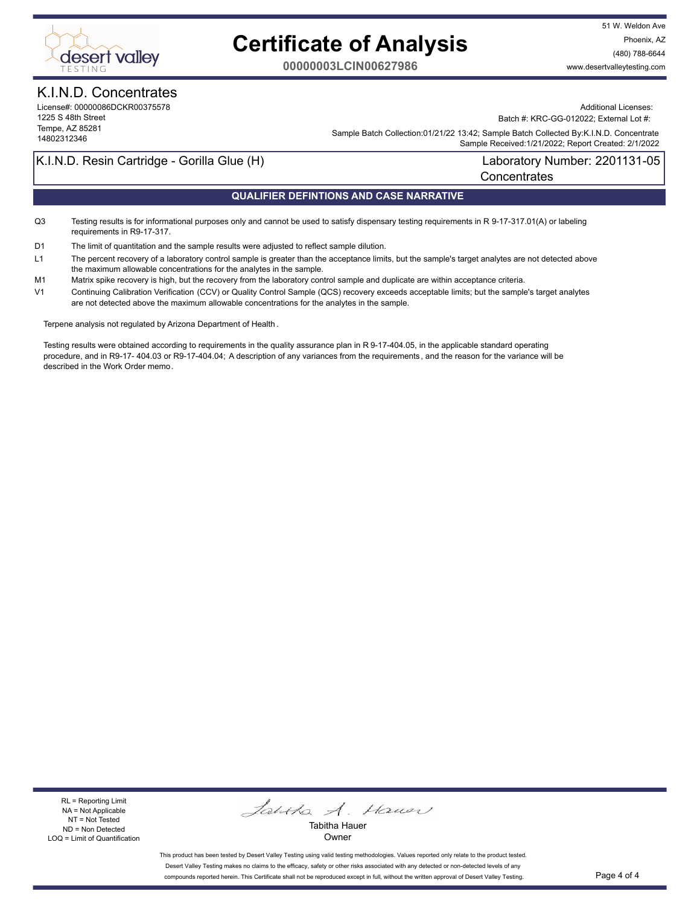# Certificate of Analysis

**00000003LCIN00627986**

51 W. Weldon Ave
Phoenix, AZ
(480) 788-6644
www.desertvalleytesting.com

## K.I.N.D. Concentrates

License#: 00000086DCKR00375578
1225 S 48th Street
Tempe, AZ 85281
14802312346

Additional Licenses:
Batch #: KRC-GG-012022; External Lot #:
Sample Batch Collection:01/21/22 13:42; Sample Batch Collected By:K.I.N.D. Concentrate
Sample Received:1/21/2022; Report Created: 2/1/2022

K.I.N.D. Resin Cartridge - Gorilla Glue (H)

Laboratory Number: 2201131-05
Concentrates

### QUALIFIER DEFINTIONS AND CASE NARRATIVE

| | |
|---|---|
| Q3 | Testing results is for informational purposes only and cannot be used to satisfy dispensary testing requirements in R 9-17-317.01(A) or labeling requirements in R9-17-317. |
| D1 | The limit of quantitation and the sample results were adjusted to reflect sample dilution. |
| L1 | The percent recovery of a laboratory control sample is greater than the acceptance limits, but the sample's target analytes are not detected above the maximum allowable concentrations for the analytes in the sample. |
| M1 | Matrix spike recovery is high, but the recovery from the laboratory control sample and duplicate are within acceptance criteria. |
| V1 | Continuing Calibration Verification (CCV) or Quality Control Sample (QCS) recovery exceeds acceptable limits; but the sample's target analytes are not detected above the maximum allowable concentrations for the analytes in the sample. |

Terpene analysis not regulated by Arizona Department of Health.

Testing results were obtained according to requirements in the quality assurance plan in R 9-17-404.05, in the applicable standard operating procedure, and in R9-17- 404.03 or R9-17-404.04; A description of any variances from the requirements, and the reason for the variance will be described in the Work Order memo.

RL = Reporting Limit
NA = Not Applicable
NT = Not Tested
ND = Non Detected
LOQ = Limit of Quantification

Tabitha Hauer
Owner

This product has been tested by Desert Valley Testing using valid testing methodologies. Values reported only relate to the product tested. Desert Valley Testing makes no claims to the efficacy, safety or other risks associated with any detected or non-detected levels of any compounds reported herein. This Certificate shall not be reproduced except in full, without the written approval of Desert Valley Testing.